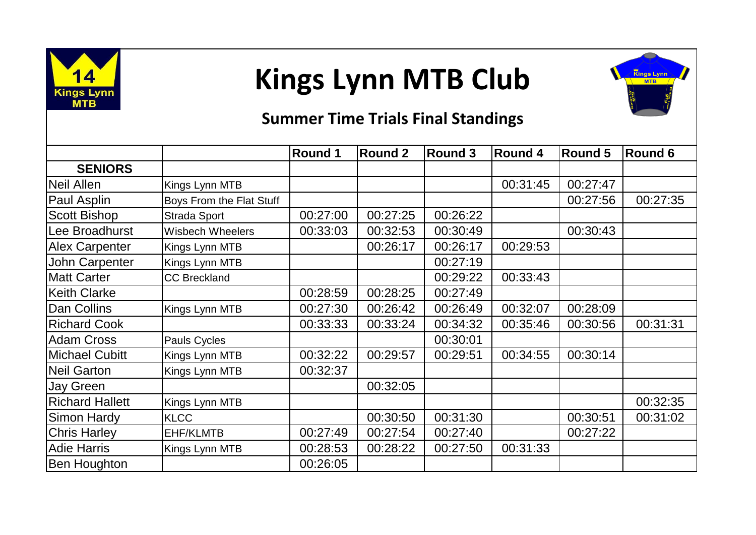# Kings Lynn MTB Club

## Summer Time Trials Final Standings

| | | Round 1 | Round 2 | Round 3 | Round 4 | Round 5 | Round 6 |
|---|---|---|---|---|---|---|---|
| **SENIORS** | | | | | | | |
| Neil Allen | Kings Lynn MTB | | | | 00:31:45 | 00:27:47 | |
| Paul Asplin | Boys From the Flat Stuff | | | | | 00:27:56 | 00:27:35 |
| Scott Bishop | Strada Sport | 00:27:00 | 00:27:25 | 00:26:22 | | | |
| Lee Broadhurst | Wisbech Wheelers | 00:33:03 | 00:32:53 | 00:30:49 | | 00:30:43 | |
| Alex Carpenter | Kings Lynn MTB | | 00:26:17 | 00:26:17 | 00:29:53 | | |
| John Carpenter | Kings Lynn MTB | | | 00:27:19 | | | |
| Matt Carter | CC Breckland | | | 00:29:22 | 00:33:43 | | |
| Keith Clarke | | 00:28:59 | 00:28:25 | 00:27:49 | | | |
| Dan Collins | Kings Lynn MTB | 00:27:30 | 00:26:42 | 00:26:49 | 00:32:07 | 00:28:09 | |
| Richard Cook | | 00:33:33 | 00:33:24 | 00:34:32 | 00:35:46 | 00:30:56 | 00:31:31 |
| Adam Cross | Pauls Cycles | | | 00:30:01 | | | |
| Michael Cubitt | Kings Lynn MTB | 00:32:22 | 00:29:57 | 00:29:51 | 00:34:55 | 00:30:14 | |
| Neil Garton | Kings Lynn MTB | 00:32:37 | | | | | |
| Jay Green | | | 00:32:05 | | | | |
| Richard Hallett | Kings Lynn MTB | | | | | | 00:32:35 |
| Simon Hardy | KLCC | | 00:30:50 | 00:31:30 | | 00:30:51 | 00:31:02 |
| Chris Harley | EHF/KLMTB | 00:27:49 | 00:27:54 | 00:27:40 | | 00:27:22 | |
| Adie Harris | Kings Lynn MTB | 00:28:53 | 00:28:22 | 00:27:50 | 00:31:33 | | |
| Ben Houghton | | 00:26:05 | | | | | |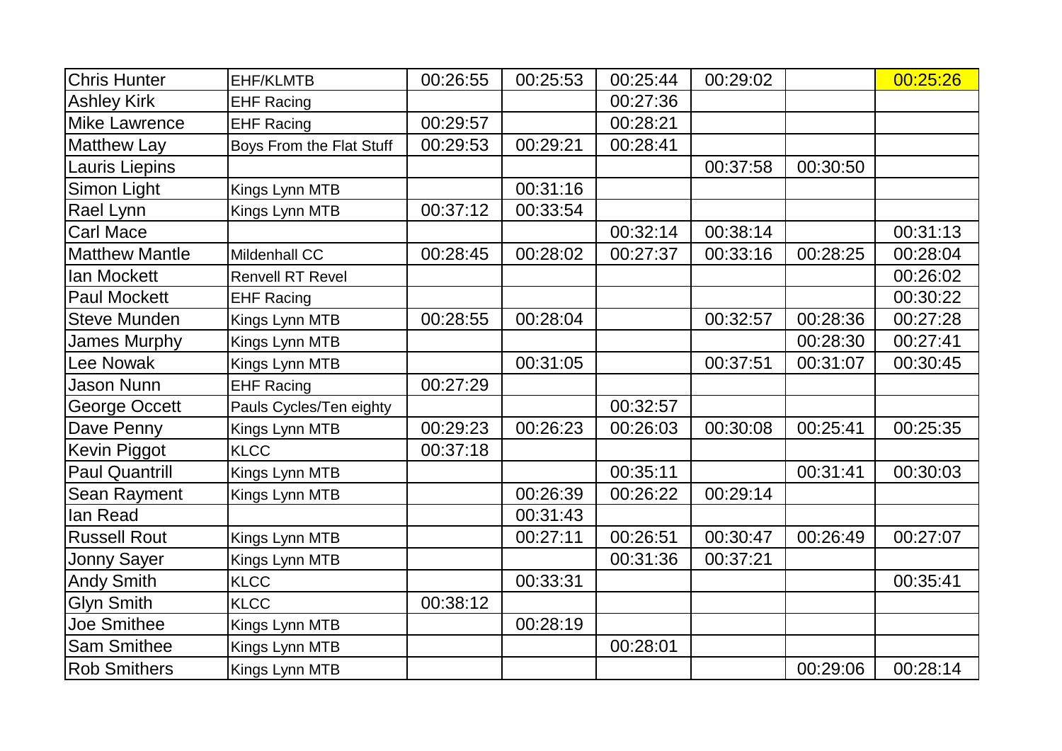| | | | | | | | |
|---|---|---|---|---|---|---|---|
| Chris Hunter | EHF/KLMTB | 00:26:55 | 00:25:53 | 00:25:44 | 00:29:02 | | 00:25:26 |
| Ashley Kirk | EHF Racing | | | 00:27:36 | | | |
| Mike Lawrence | EHF Racing | 00:29:57 | | 00:28:21 | | | |
| Matthew Lay | Boys From the Flat Stuff | 00:29:53 | 00:29:21 | 00:28:41 | | | |
| Lauris Liepins | | | | | 00:37:58 | 00:30:50 | |
| Simon Light | Kings Lynn MTB | | 00:31:16 | | | | |
| Rael Lynn | Kings Lynn MTB | 00:37:12 | 00:33:54 | | | | |
| Carl Mace | | | | 00:32:14 | 00:38:14 | | 00:31:13 |
| Matthew Mantle | Mildenhall CC | 00:28:45 | 00:28:02 | 00:27:37 | 00:33:16 | 00:28:25 | 00:28:04 |
| Ian Mockett | Renvell RT Revel | | | | | | 00:26:02 |
| Paul Mockett | EHF Racing | | | | | | 00:30:22 |
| Steve Munden | Kings Lynn MTB | 00:28:55 | 00:28:04 | | 00:32:57 | 00:28:36 | 00:27:28 |
| James Murphy | Kings Lynn MTB | | | | | 00:28:30 | 00:27:41 |
| Lee Nowak | Kings Lynn MTB | | 00:31:05 | | 00:37:51 | 00:31:07 | 00:30:45 |
| Jason Nunn | EHF Racing | 00:27:29 | | | | | |
| George Occett | Pauls Cycles/Ten eighty | | | 00:32:57 | | | |
| Dave Penny | Kings Lynn MTB | 00:29:23 | 00:26:23 | 00:26:03 | 00:30:08 | 00:25:41 | 00:25:35 |
| Kevin Piggot | KLCC | 00:37:18 | | | | | |
| Paul Quantrill | Kings Lynn MTB | | | 00:35:11 | | 00:31:41 | 00:30:03 |
| Sean Rayment | Kings Lynn MTB | | 00:26:39 | 00:26:22 | 00:29:14 | | |
| Ian Read | | | 00:31:43 | | | | |
| Russell Rout | Kings Lynn MTB | | 00:27:11 | 00:26:51 | 00:30:47 | 00:26:49 | 00:27:07 |
| Jonny Sayer | Kings Lynn MTB | | | 00:31:36 | 00:37:21 | | |
| Andy Smith | KLCC | | 00:33:31 | | | | 00:35:41 |
| Glyn Smith | KLCC | 00:38:12 | | | | | |
| Joe Smithee | Kings Lynn MTB | | 00:28:19 | | | | |
| Sam Smithee | Kings Lynn MTB | | | 00:28:01 | | | |
| Rob Smithers | Kings Lynn MTB | | | | | 00:29:06 | 00:28:14 |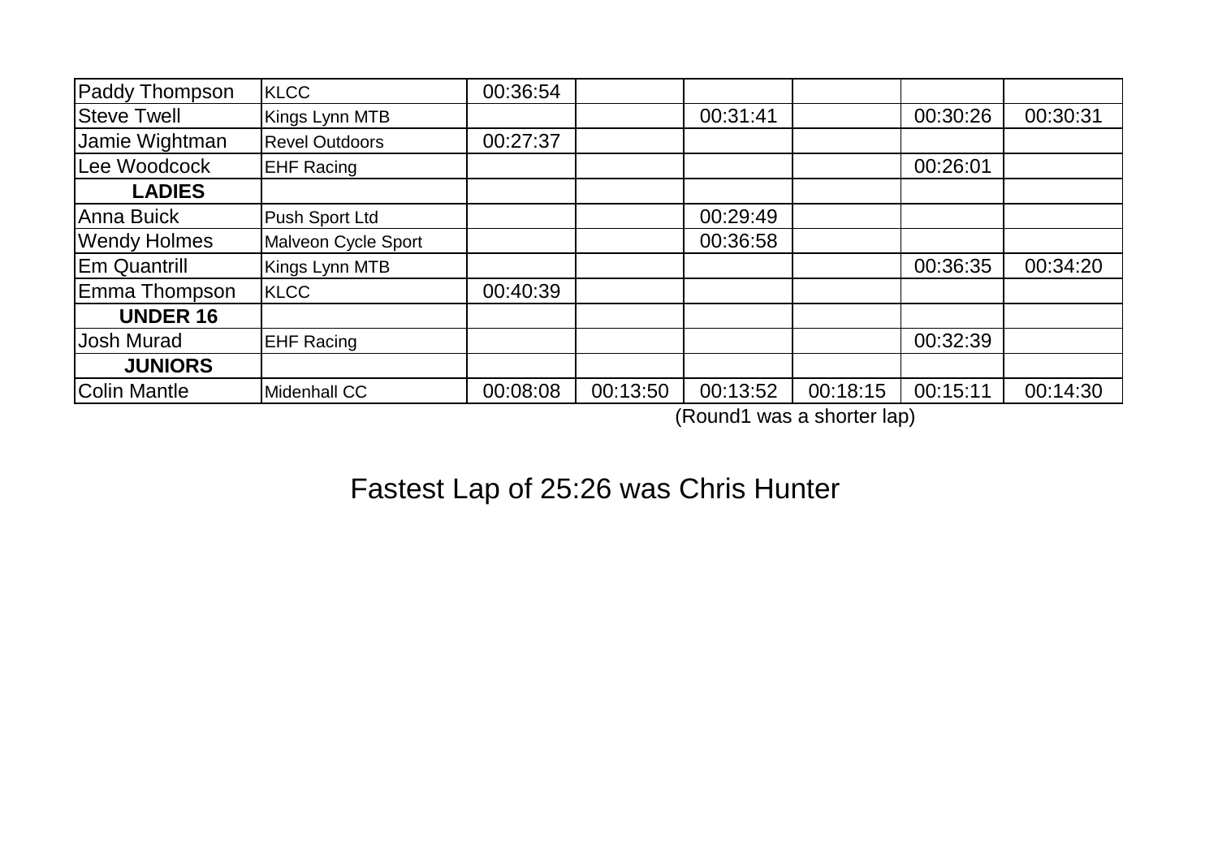| | | | | | | | |
|---|---|---|---|---|---|---|---|
| Paddy Thompson | KLCC | 00:36:54 | | | | | |
| Steve Twell | Kings Lynn MTB | | | 00:31:41 | | 00:30:26 | 00:30:31 |
| Jamie Wightman | Revel Outdoors | 00:27:37 | | | | | |
| Lee Woodcock | EHF Racing | | | | | 00:26:01 | |
| **LADIES** | | | | | | | |
| Anna Buick | Push Sport Ltd | | | 00:29:49 | | | |
| Wendy Holmes | Malveon Cycle Sport | | | 00:36:58 | | | |
| Em Quantrill | Kings Lynn MTB | | | | | 00:36:35 | 00:34:20 |
| Emma Thompson | KLCC | 00:40:39 | | | | | |
| **UNDER 16** | | | | | | | |
| Josh Murad | EHF Racing | | | | | 00:32:39 | |
| **JUNIORS** | | | | | | | |
| Colin Mantle | Midenhall CC | 00:08:08 | 00:13:50 | 00:13:52 | 00:18:15 | 00:15:11 | 00:14:30 |

(Round1 was a shorter lap)

Fastest Lap of 25:26 was Chris Hunter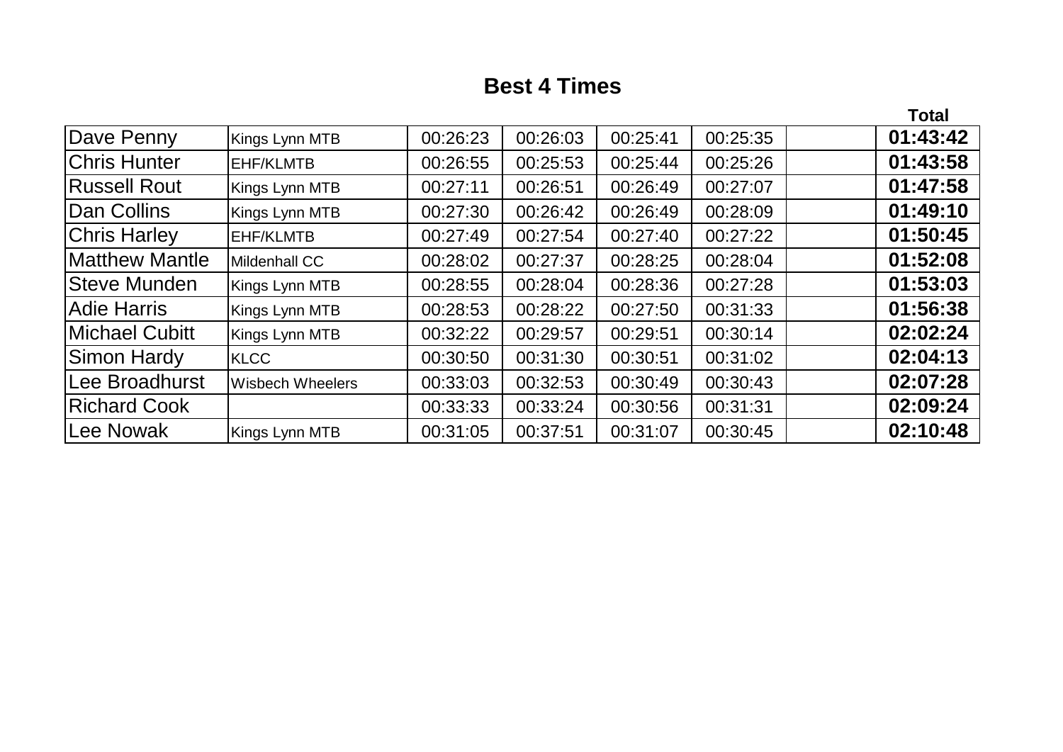# Best 4 Times

| | | | | | | | Total |
|---|---|---|---|---|---|---|---|
| Dave Penny | Kings Lynn MTB | 00:26:23 | 00:26:03 | 00:25:41 | 00:25:35 | | **01:43:42** |
| Chris Hunter | EHF/KLMTB | 00:26:55 | 00:25:53 | 00:25:44 | 00:25:26 | | **01:43:58** |
| Russell Rout | Kings Lynn MTB | 00:27:11 | 00:26:51 | 00:26:49 | 00:27:07 | | **01:47:58** |
| Dan Collins | Kings Lynn MTB | 00:27:30 | 00:26:42 | 00:26:49 | 00:28:09 | | **01:49:10** |
| Chris Harley | EHF/KLMTB | 00:27:49 | 00:27:54 | 00:27:40 | 00:27:22 | | **01:50:45** |
| Matthew Mantle | Mildenhall CC | 00:28:02 | 00:27:37 | 00:28:25 | 00:28:04 | | **01:52:08** |
| Steve Munden | Kings Lynn MTB | 00:28:55 | 00:28:04 | 00:28:36 | 00:27:28 | | **01:53:03** |
| Adie Harris | Kings Lynn MTB | 00:28:53 | 00:28:22 | 00:27:50 | 00:31:33 | | **01:56:38** |
| Michael Cubitt | Kings Lynn MTB | 00:32:22 | 00:29:57 | 00:29:51 | 00:30:14 | | **02:02:24** |
| Simon Hardy | KLCC | 00:30:50 | 00:31:30 | 00:30:51 | 00:31:02 | | **02:04:13** |
| Lee Broadhurst | Wisbech Wheelers | 00:33:03 | 00:32:53 | 00:30:49 | 00:30:43 | | **02:07:28** |
| Richard Cook | | 00:33:33 | 00:33:24 | 00:30:56 | 00:31:31 | | **02:09:24** |
| Lee Nowak | Kings Lynn MTB | 00:31:05 | 00:37:51 | 00:31:07 | 00:30:45 | | **02:10:48** |